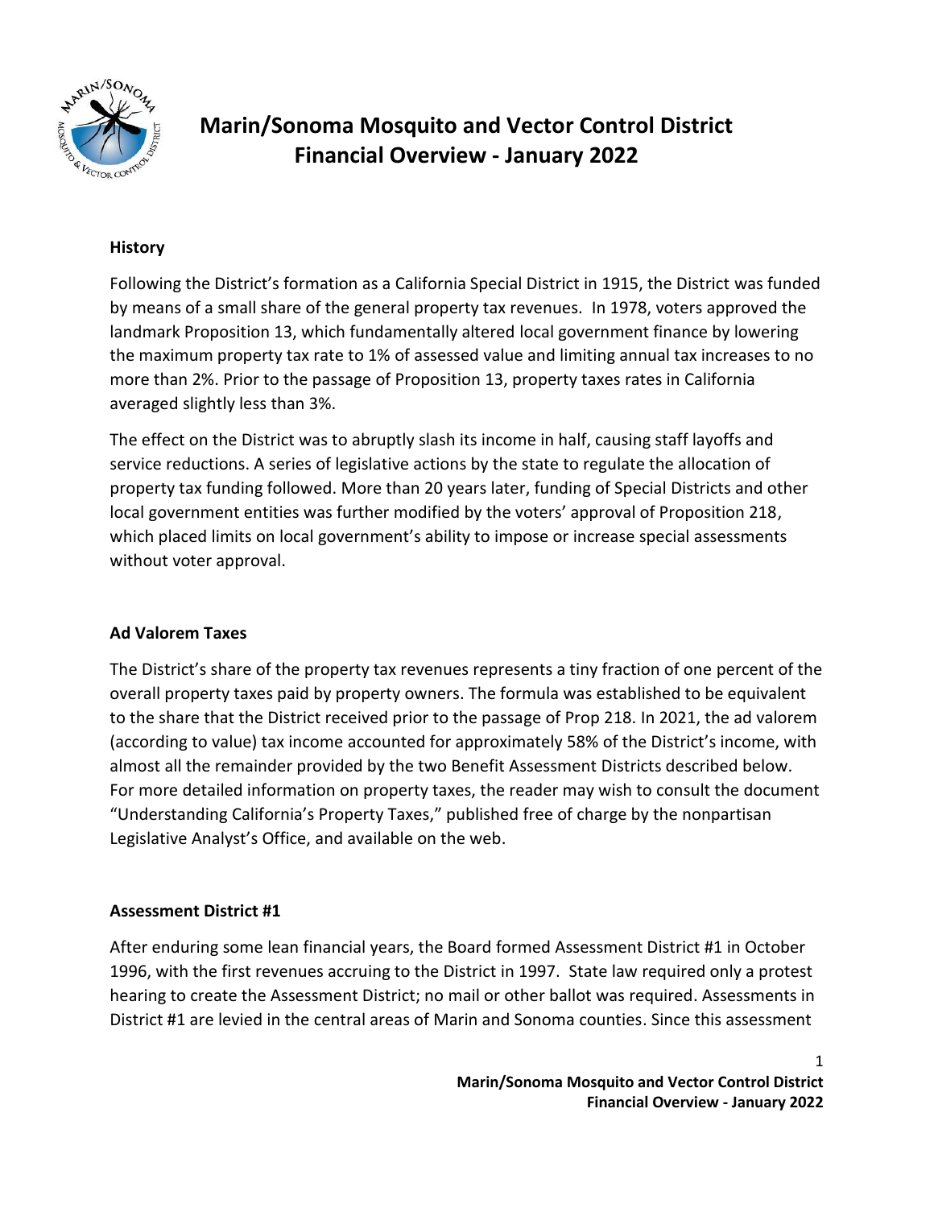# Marin/Sonoma Mosquito and Vector Control District Financial Overview - January 2022

## History

Following the District's formation as a California Special District in 1915, the District was funded by means of a small share of the general property tax revenues. In 1978, voters approved the landmark Proposition 13, which fundamentally altered local government finance by lowering the maximum property tax rate to 1% of assessed value and limiting annual tax increases to no more than 2%. Prior to the passage of Proposition 13, property taxes rates in California averaged slightly less than 3%.

The effect on the District was to abruptly slash its income in half, causing staff layoffs and service reductions. A series of legislative actions by the state to regulate the allocation of property tax funding followed. More than 20 years later, funding of Special Districts and other local government entities was further modified by the voters' approval of Proposition 218, which placed limits on local government's ability to impose or increase special assessments without voter approval.

## Ad Valorem Taxes

The District's share of the property tax revenues represents a tiny fraction of one percent of the overall property taxes paid by property owners. The formula was established to be equivalent to the share that the District received prior to the passage of Prop 218. In 2021, the ad valorem (according to value) tax income accounted for approximately 58% of the District's income, with almost all the remainder provided by the two Benefit Assessment Districts described below. For more detailed information on property taxes, the reader may wish to consult the document "Understanding California's Property Taxes," published free of charge by the nonpartisan Legislative Analyst's Office, and available on the web.

## Assessment District #1

After enduring some lean financial years, the Board formed Assessment District #1 in October 1996, with the first revenues accruing to the District in 1997. State law required only a protest hearing to create the Assessment District; no mail or other ballot was required. Assessments in District #1 are levied in the central areas of Marin and Sonoma counties. Since this assessment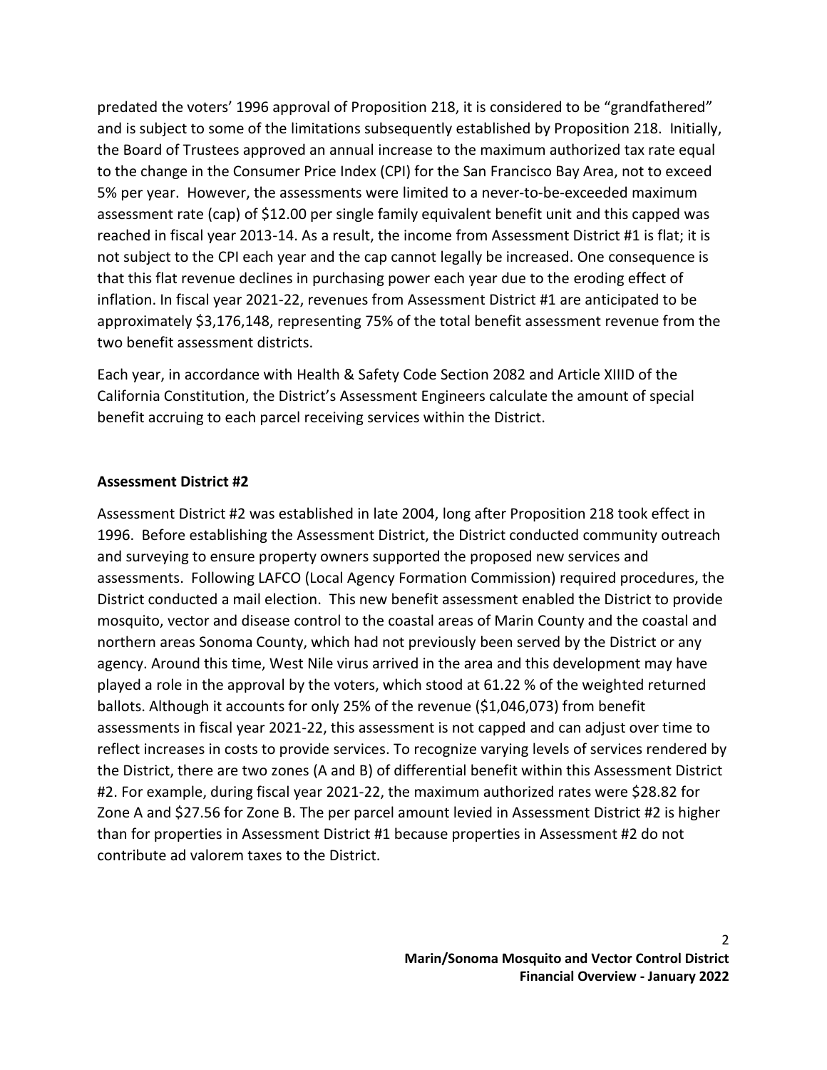predated the voters' 1996 approval of Proposition 218, it is considered to be "grandfathered" and is subject to some of the limitations subsequently established by Proposition 218. Initially, the Board of Trustees approved an annual increase to the maximum authorized tax rate equal to the change in the Consumer Price Index (CPI) for the San Francisco Bay Area, not to exceed 5% per year. However, the assessments were limited to a never-to-be-exceeded maximum assessment rate (cap) of $12.00 per single family equivalent benefit unit and this capped was reached in fiscal year 2013-14. As a result, the income from Assessment District #1 is flat; it is not subject to the CPI each year and the cap cannot legally be increased. One consequence is that this flat revenue declines in purchasing power each year due to the eroding effect of inflation. In fiscal year 2021-22, revenues from Assessment District #1 are anticipated to be approximately $3,176,148, representing 75% of the total benefit assessment revenue from the two benefit assessment districts.

Each year, in accordance with Health & Safety Code Section 2082 and Article XIIID of the California Constitution, the District's Assessment Engineers calculate the amount of special benefit accruing to each parcel receiving services within the District.

**Assessment District #2**

Assessment District #2 was established in late 2004, long after Proposition 218 took effect in 1996. Before establishing the Assessment District, the District conducted community outreach and surveying to ensure property owners supported the proposed new services and assessments. Following LAFCO (Local Agency Formation Commission) required procedures, the District conducted a mail election. This new benefit assessment enabled the District to provide mosquito, vector and disease control to the coastal areas of Marin County and the coastal and northern areas Sonoma County, which had not previously been served by the District or any agency. Around this time, West Nile virus arrived in the area and this development may have played a role in the approval by the voters, which stood at 61.22 % of the weighted returned ballots. Although it accounts for only 25% of the revenue ($1,046,073) from benefit assessments in fiscal year 2021-22, this assessment is not capped and can adjust over time to reflect increases in costs to provide services. To recognize varying levels of services rendered by the District, there are two zones (A and B) of differential benefit within this Assessment District #2. For example, during fiscal year 2021-22, the maximum authorized rates were $28.82 for Zone A and $27.56 for Zone B. The per parcel amount levied in Assessment District #2 is higher than for properties in Assessment District #1 because properties in Assessment #2 do not contribute ad valorem taxes to the District.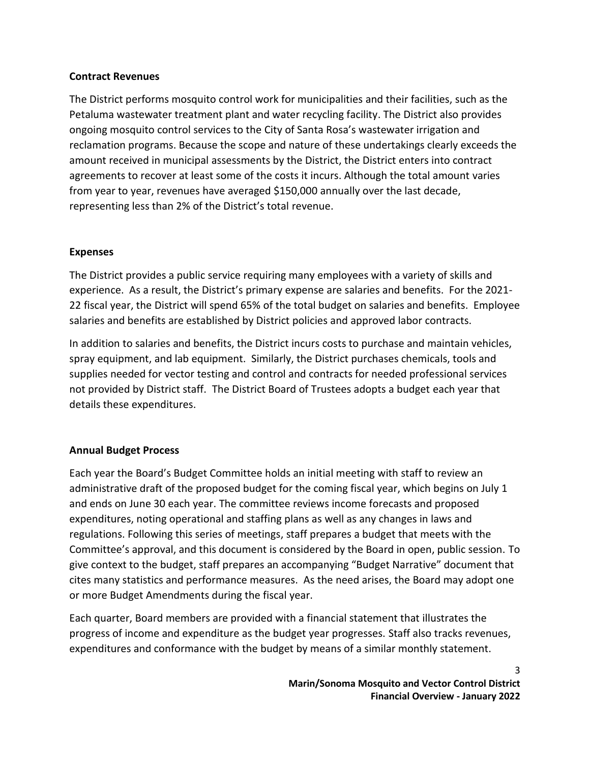## Contract Revenues

The District performs mosquito control work for municipalities and their facilities, such as the Petaluma wastewater treatment plant and water recycling facility. The District also provides ongoing mosquito control services to the City of Santa Rosa's wastewater irrigation and reclamation programs. Because the scope and nature of these undertakings clearly exceeds the amount received in municipal assessments by the District, the District enters into contract agreements to recover at least some of the costs it incurs. Although the total amount varies from year to year, revenues have averaged $150,000 annually over the last decade, representing less than 2% of the District's total revenue.

## Expenses

The District provides a public service requiring many employees with a variety of skills and experience. As a result, the District's primary expense are salaries and benefits. For the 2021-22 fiscal year, the District will spend 65% of the total budget on salaries and benefits. Employee salaries and benefits are established by District policies and approved labor contracts.

In addition to salaries and benefits, the District incurs costs to purchase and maintain vehicles, spray equipment, and lab equipment. Similarly, the District purchases chemicals, tools and supplies needed for vector testing and control and contracts for needed professional services not provided by District staff. The District Board of Trustees adopts a budget each year that details these expenditures.

## Annual Budget Process

Each year the Board's Budget Committee holds an initial meeting with staff to review an administrative draft of the proposed budget for the coming fiscal year, which begins on July 1 and ends on June 30 each year. The committee reviews income forecasts and proposed expenditures, noting operational and staffing plans as well as any changes in laws and regulations. Following this series of meetings, staff prepares a budget that meets with the Committee's approval, and this document is considered by the Board in open, public session. To give context to the budget, staff prepares an accompanying "Budget Narrative" document that cites many statistics and performance measures. As the need arises, the Board may adopt one or more Budget Amendments during the fiscal year.

Each quarter, Board members are provided with a financial statement that illustrates the progress of income and expenditure as the budget year progresses. Staff also tracks revenues, expenditures and conformance with the budget by means of a similar monthly statement.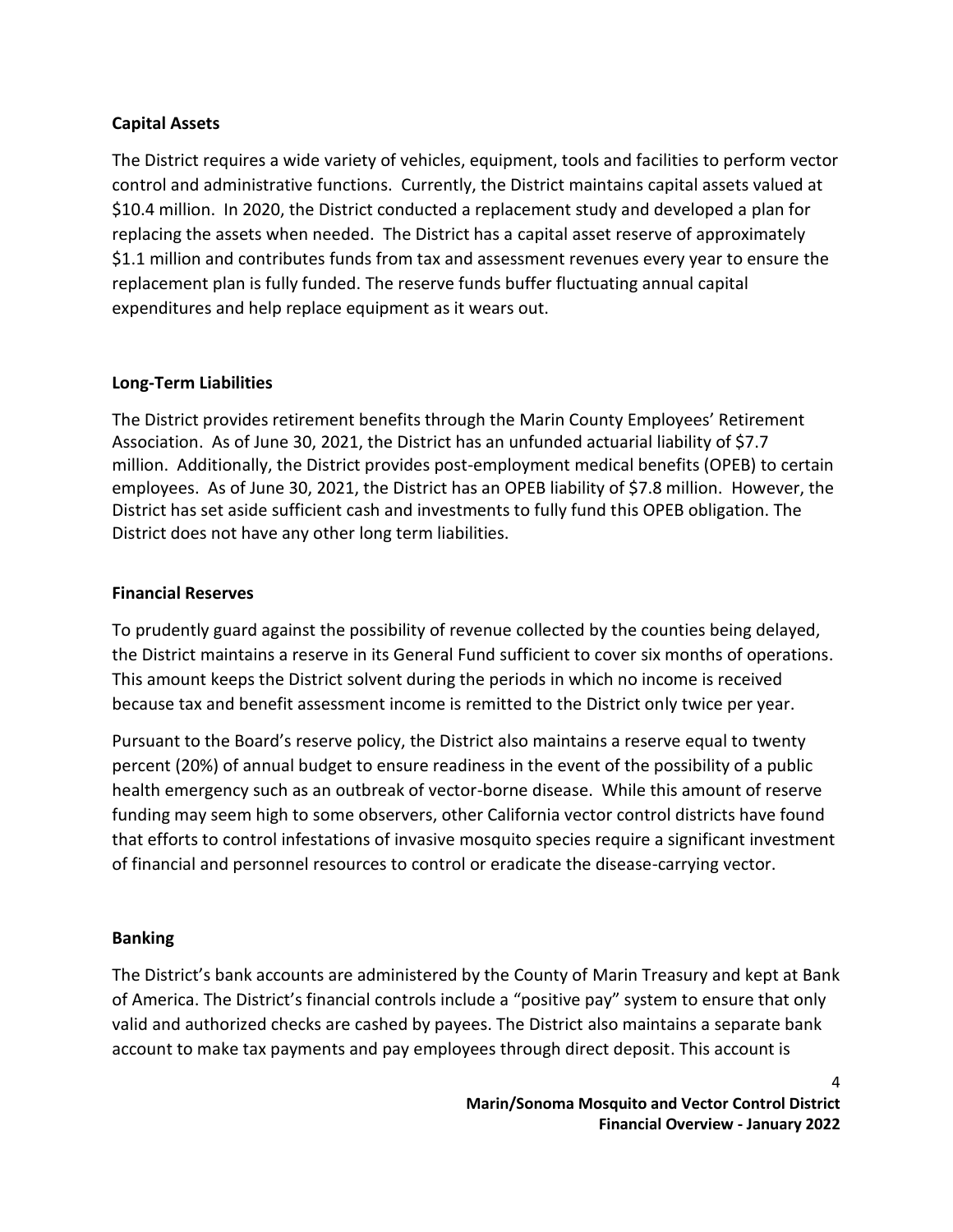**Capital Assets**

The District requires a wide variety of vehicles, equipment, tools and facilities to perform vector control and administrative functions. Currently, the District maintains capital assets valued at $10.4 million. In 2020, the District conducted a replacement study and developed a plan for replacing the assets when needed. The District has a capital asset reserve of approximately $1.1 million and contributes funds from tax and assessment revenues every year to ensure the replacement plan is fully funded. The reserve funds buffer fluctuating annual capital expenditures and help replace equipment as it wears out.

**Long-Term Liabilities**

The District provides retirement benefits through the Marin County Employees' Retirement Association. As of June 30, 2021, the District has an unfunded actuarial liability of $7.7 million. Additionally, the District provides post-employment medical benefits (OPEB) to certain employees. As of June 30, 2021, the District has an OPEB liability of $7.8 million. However, the District has set aside sufficient cash and investments to fully fund this OPEB obligation. The District does not have any other long term liabilities.

**Financial Reserves**

To prudently guard against the possibility of revenue collected by the counties being delayed, the District maintains a reserve in its General Fund sufficient to cover six months of operations. This amount keeps the District solvent during the periods in which no income is received because tax and benefit assessment income is remitted to the District only twice per year.

Pursuant to the Board's reserve policy, the District also maintains a reserve equal to twenty percent (20%) of annual budget to ensure readiness in the event of the possibility of a public health emergency such as an outbreak of vector-borne disease. While this amount of reserve funding may seem high to some observers, other California vector control districts have found that efforts to control infestations of invasive mosquito species require a significant investment of financial and personnel resources to control or eradicate the disease-carrying vector.

**Banking**

The District's bank accounts are administered by the County of Marin Treasury and kept at Bank of America. The District's financial controls include a "positive pay" system to ensure that only valid and authorized checks are cashed by payees. The District also maintains a separate bank account to make tax payments and pay employees through direct deposit. This account is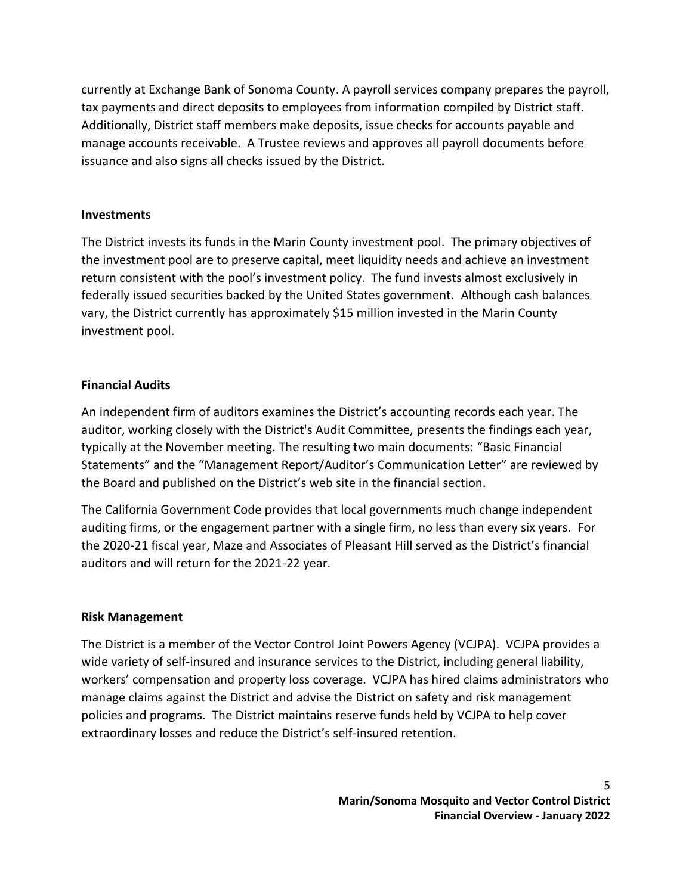currently at Exchange Bank of Sonoma County. A payroll services company prepares the payroll, tax payments and direct deposits to employees from information compiled by District staff. Additionally, District staff members make deposits, issue checks for accounts payable and manage accounts receivable. A Trustee reviews and approves all payroll documents before issuance and also signs all checks issued by the District.

**Investments**

The District invests its funds in the Marin County investment pool. The primary objectives of the investment pool are to preserve capital, meet liquidity needs and achieve an investment return consistent with the pool's investment policy. The fund invests almost exclusively in federally issued securities backed by the United States government. Although cash balances vary, the District currently has approximately $15 million invested in the Marin County investment pool.

**Financial Audits**

An independent firm of auditors examines the District's accounting records each year. The auditor, working closely with the District's Audit Committee, presents the findings each year, typically at the November meeting. The resulting two main documents: "Basic Financial Statements" and the "Management Report/Auditor's Communication Letter" are reviewed by the Board and published on the District's web site in the financial section.

The California Government Code provides that local governments much change independent auditing firms, or the engagement partner with a single firm, no less than every six years. For the 2020-21 fiscal year, Maze and Associates of Pleasant Hill served as the District's financial auditors and will return for the 2021-22 year.

**Risk Management**

The District is a member of the Vector Control Joint Powers Agency (VCJPA). VCJPA provides a wide variety of self-insured and insurance services to the District, including general liability, workers' compensation and property loss coverage. VCJPA has hired claims administrators who manage claims against the District and advise the District on safety and risk management policies and programs. The District maintains reserve funds held by VCJPA to help cover extraordinary losses and reduce the District's self-insured retention.